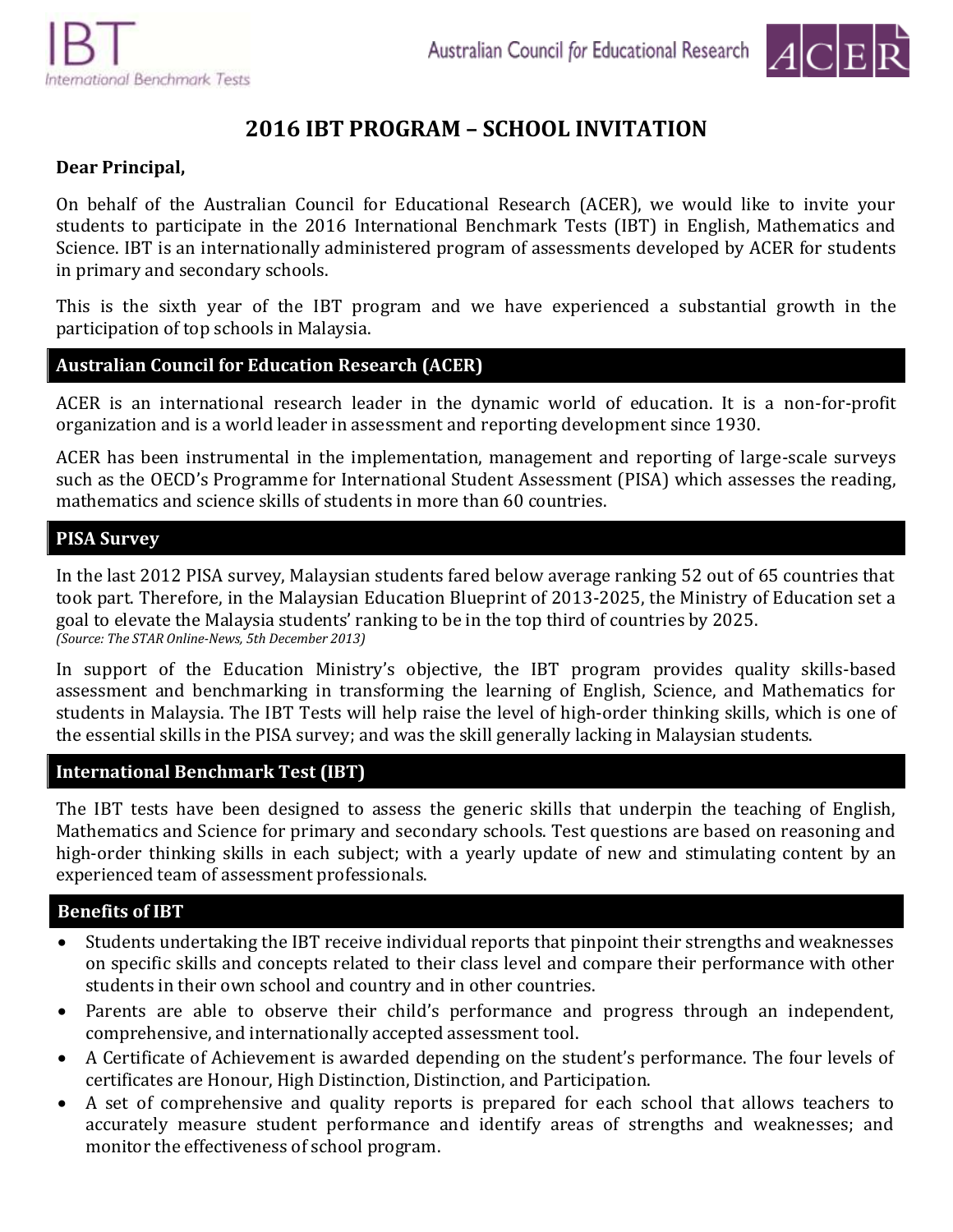IBT
International Benchmark Tests

Australian Council for Educational Research

ACER

# 2016 IBT PROGRAM – SCHOOL INVITATION

**Dear Principal,**

On behalf of the Australian Council for Educational Research (ACER), we would like to invite your students to participate in the 2016 International Benchmark Tests (IBT) in English, Mathematics and Science. IBT is an internationally administered program of assessments developed by ACER for students in primary and secondary schools.

This is the sixth year of the IBT program and we have experienced a substantial growth in the participation of top schools in Malaysia.

## Australian Council for Education Research (ACER)

ACER is an international research leader in the dynamic world of education. It is a non-for-profit organization and is a world leader in assessment and reporting development since 1930.

ACER has been instrumental in the implementation, management and reporting of large-scale surveys such as the OECD's Programme for International Student Assessment (PISA) which assesses the reading, mathematics and science skills of students in more than 60 countries.

## PISA Survey

In the last 2012 PISA survey, Malaysian students fared below average ranking 52 out of 65 countries that took part. Therefore, in the Malaysian Education Blueprint of 2013-2025, the Ministry of Education set a goal to elevate the Malaysia students' ranking to be in the top third of countries by 2025.
*(Source: The STAR Online-News, 5th December 2013)*

In support of the Education Ministry's objective, the IBT program provides quality skills-based assessment and benchmarking in transforming the learning of English, Science, and Mathematics for students in Malaysia. The IBT Tests will help raise the level of high-order thinking skills, which is one of the essential skills in the PISA survey; and was the skill generally lacking in Malaysian students.

## International Benchmark Test (IBT)

The IBT tests have been designed to assess the generic skills that underpin the teaching of English, Mathematics and Science for primary and secondary schools. Test questions are based on reasoning and high-order thinking skills in each subject; with a yearly update of new and stimulating content by an experienced team of assessment professionals.

## Benefits of IBT

- Students undertaking the IBT receive individual reports that pinpoint their strengths and weaknesses on specific skills and concepts related to their class level and compare their performance with other students in their own school and country and in other countries.
- Parents are able to observe their child's performance and progress through an independent, comprehensive, and internationally accepted assessment tool.
- A Certificate of Achievement is awarded depending on the student's performance. The four levels of certificates are Honour, High Distinction, Distinction, and Participation.
- A set of comprehensive and quality reports is prepared for each school that allows teachers to accurately measure student performance and identify areas of strengths and weaknesses; and monitor the effectiveness of school program.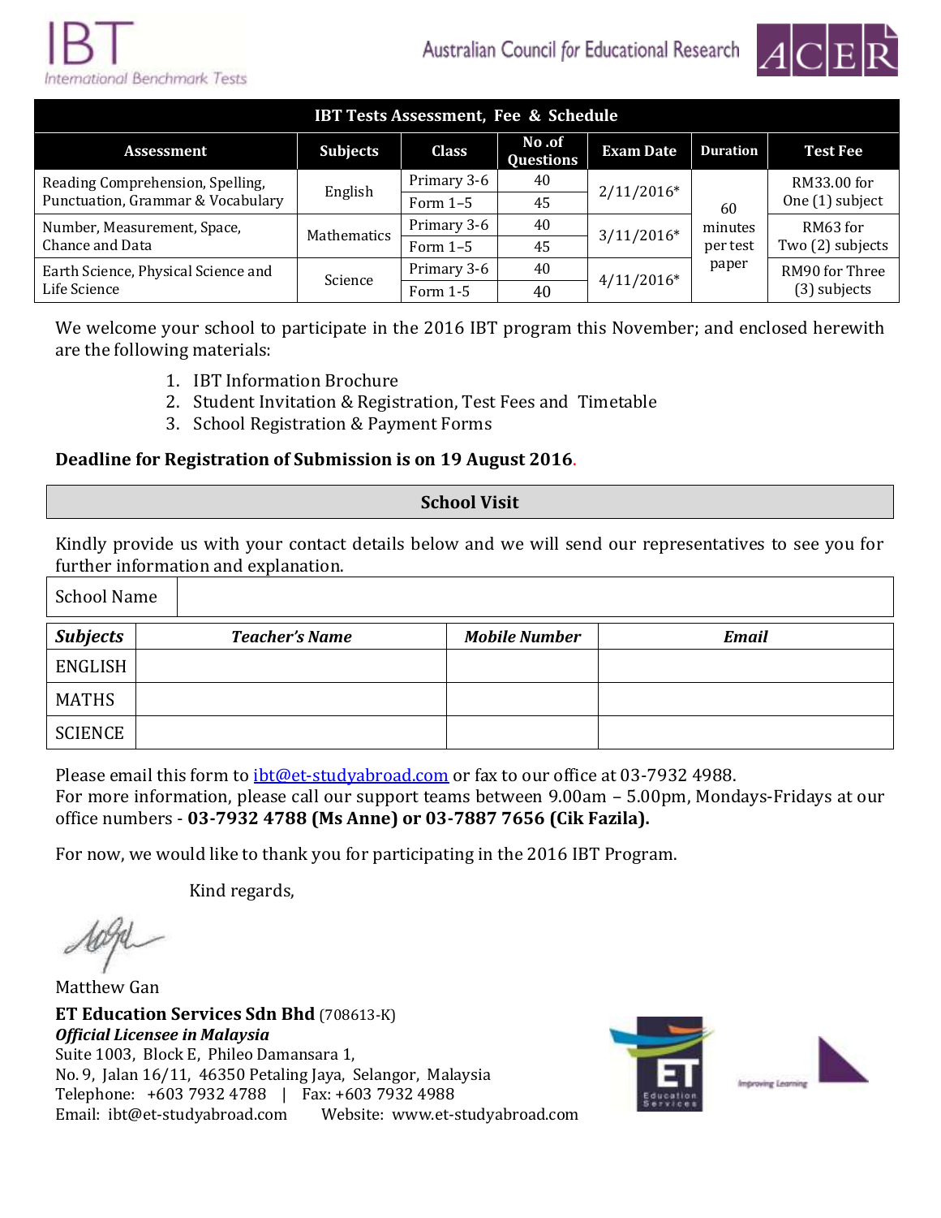IBT International Benchmark Tests

Australian Council for Educational Research ACER

| IBT Tests Assessment, Fee & Schedule | | | | | | |
|---|---|---|---|---|---|---|
| **Assessment** | **Subjects** | **Class** | **No .of Questions** | **Exam Date** | **Duration** | **Test Fee** |
| Reading Comprehension, Spelling, Punctuation, Grammar & Vocabulary | English | Primary 3-6 | 40 | 2/11/2016* | 60 minutes per test paper | RM33.00 for One (1) subject |
| | | Form 1–5 | 45 | | | |
| Number, Measurement, Space, Chance and Data | Mathematics | Primary 3-6 | 40 | 3/11/2016* | | RM63 for Two (2) subjects |
| | | Form 1–5 | 45 | | | |
| Earth Science, Physical Science and Life Science | Science | Primary 3-6 | 40 | 4/11/2016* | | RM90 for Three (3) subjects |
| | | Form 1-5 | 40 | | | |

We welcome your school to participate in the 2016 IBT program this November; and enclosed herewith are the following materials:

1. IBT Information Brochure
2. Student Invitation & Registration, Test Fees and Timetable
3. School Registration & Payment Forms

**Deadline for Registration of Submission is on 19 August 2016.**

## School Visit

Kindly provide us with your contact details below and we will send our representatives to see you for further information and explanation.

| School Name | |
|---|---|

| ***Subjects*** | ***Teacher's Name*** | ***Mobile Number*** | ***Email*** |
|---|---|---|---|
| ENGLISH | | | |
| MATHS | | | |
| SCIENCE | | | |

Please email this form to ibt@et-studyabroad.com or fax to our office at 03-7932 4988.
For more information, please call our support teams between 9.00am – 5.00pm, Mondays-Fridays at our office numbers - **03-7932 4788 (Ms Anne) or 03-7887 7656 (Cik Fazila).**

For now, we would like to thank you for participating in the 2016 IBT Program.

Kind regards,

Matthew Gan
**ET Education Services Sdn Bhd** (708613-K)
***Official Licensee in Malaysia***
Suite 1003, Block E, Phileo Damansara 1,
No. 9, Jalan 16/11, 46350 Petaling Jaya, Selangor, Malaysia
Telephone: +603 7932 4788 | Fax: +603 7932 4988
Email: ibt@et-studyabroad.com Website: www.et-studyabroad.com